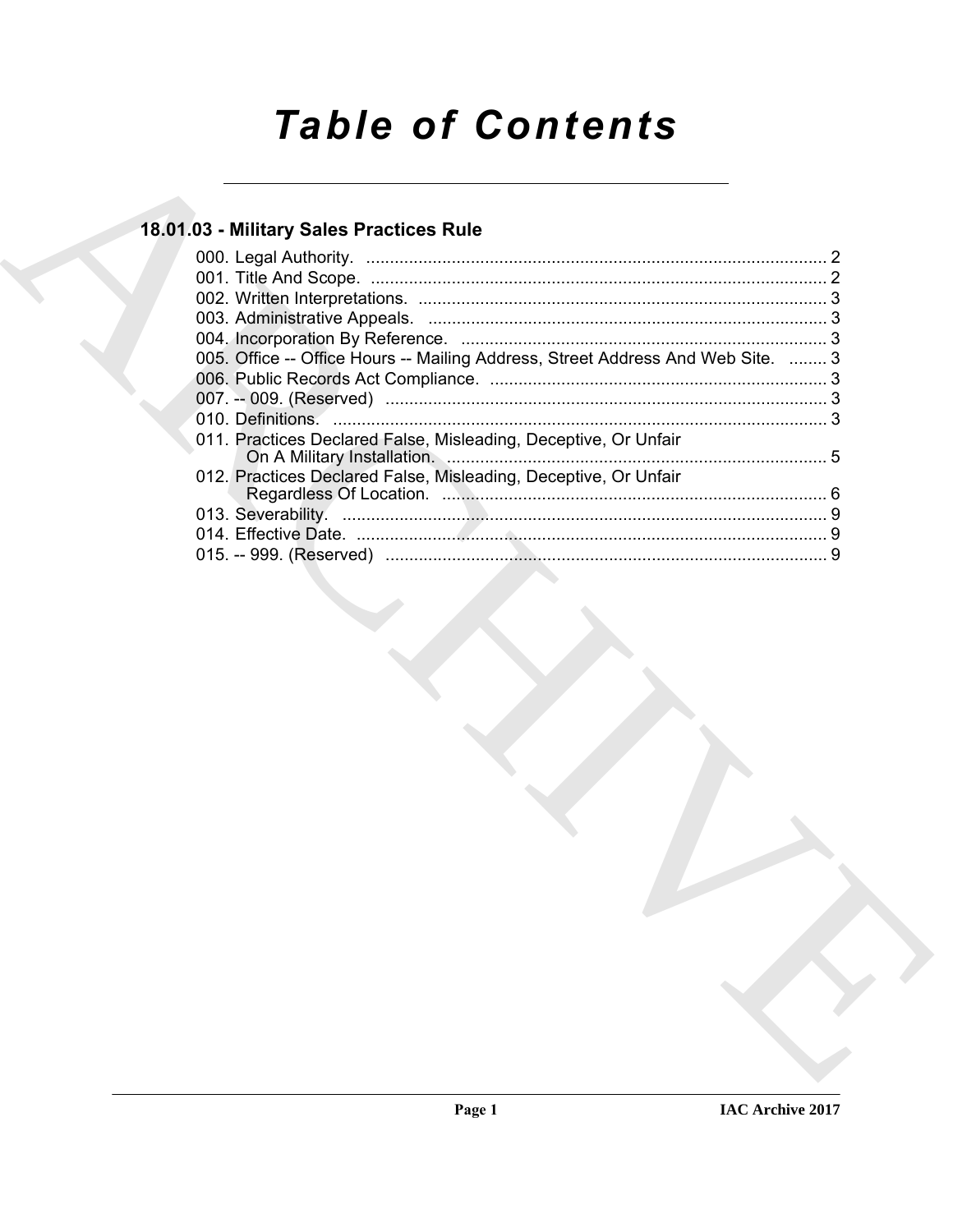# Table of Contents

## 18.01.03 - Military Sales Practices Rule

000. Legal Authority. ..... 2
001. Title And Scope. ..... 2
002. Written Interpretations. ..... 3
003. Administrative Appeals. ..... 3
004. Incorporation By Reference. ..... 3
005. Office -- Office Hours -- Mailing Address, Street Address And Web Site. ..... 3
006. Public Records Act Compliance. ..... 3
007. -- 009. (Reserved) ..... 3
010. Definitions. ..... 3
011. Practices Declared False, Misleading, Deceptive, Or Unfair On A Military Installation. ..... 5
012. Practices Declared False, Misleading, Deceptive, Or Unfair Regardless Of Location. ..... 6
013. Severability. ..... 9
014. Effective Date. ..... 9
015. -- 999. (Reserved) ..... 9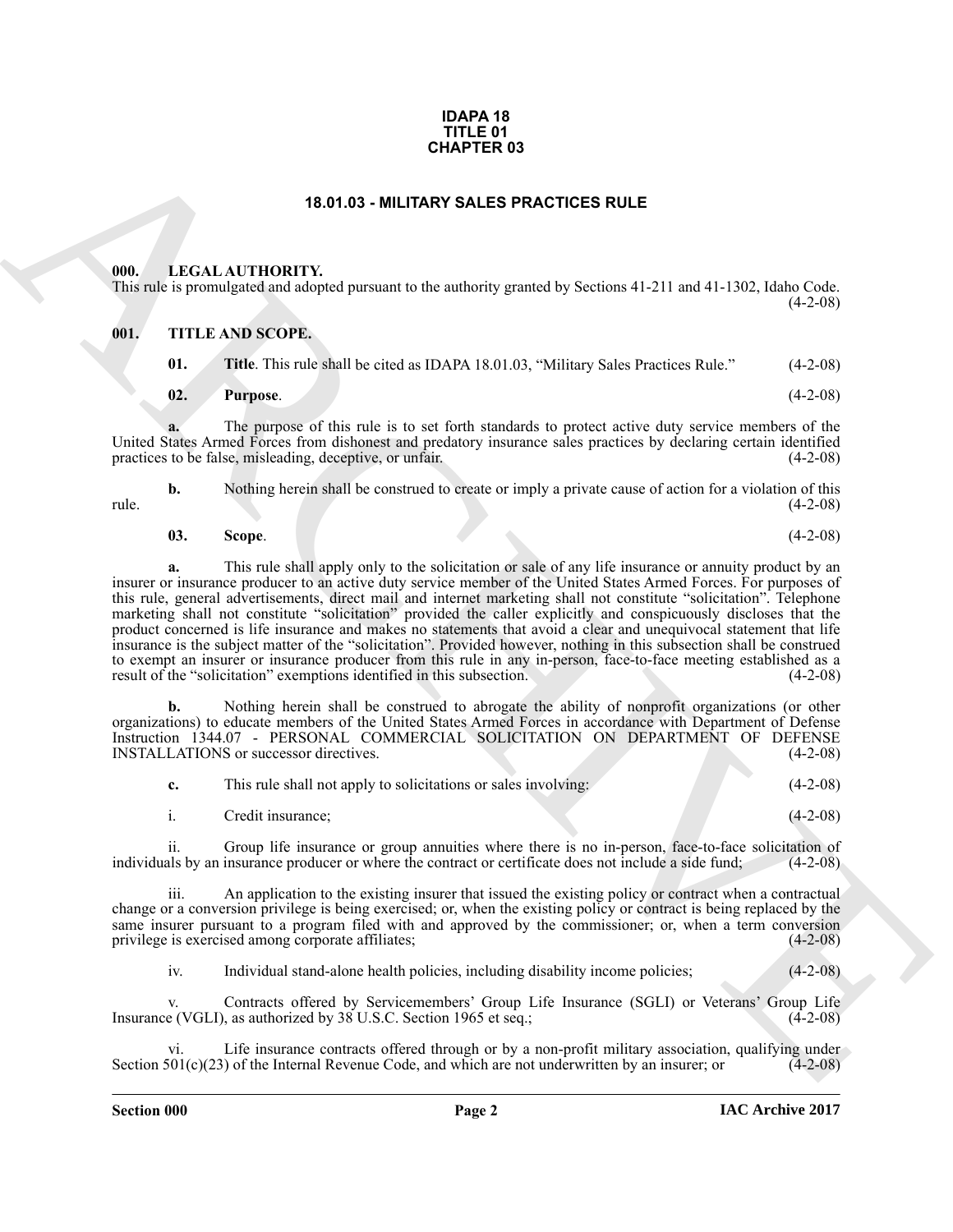**IDAPA 18**
**TITLE 01**
**CHAPTER 03**

# 18.01.03 - MILITARY SALES PRACTICES RULE

## 000. LEGAL AUTHORITY.

This rule is promulgated and adopted pursuant to the authority granted by Sections 41-211 and 41-1302, Idaho Code. (4-2-08)

## 001. TITLE AND SCOPE.

**01. Title**. This rule shall be cited as IDAPA 18.01.03, "Military Sales Practices Rule." (4-2-08)

**02. Purpose**. (4-2-08)

**a.** The purpose of this rule is to set forth standards to protect active duty service members of the United States Armed Forces from dishonest and predatory insurance sales practices by declaring certain identified practices to be false, misleading, deceptive, or unfair. (4-2-08)

**b.** Nothing herein shall be construed to create or imply a private cause of action for a violation of this rule. (4-2-08)

**03. Scope**. (4-2-08)

**a.** This rule shall apply only to the solicitation or sale of any life insurance or annuity product by an insurer or insurance producer to an active duty service member of the United States Armed Forces. For purposes of this rule, general advertisements, direct mail and internet marketing shall not constitute "solicitation". Telephone marketing shall not constitute "solicitation" provided the caller explicitly and conspicuously discloses that the product concerned is life insurance and makes no statements that avoid a clear and unequivocal statement that life insurance is the subject matter of the "solicitation". Provided however, nothing in this subsection shall be construed to exempt an insurer or insurance producer from this rule in any in-person, face-to-face meeting established as a result of the "solicitation" exemptions identified in this subsection. (4-2-08)

**b.** Nothing herein shall be construed to abrogate the ability of nonprofit organizations (or other organizations) to educate members of the United States Armed Forces in accordance with Department of Defense Instruction 1344.07 - PERSONAL COMMERCIAL SOLICITATION ON DEPARTMENT OF DEFENSE INSTALLATIONS or successor directives. (4-2-08)

**c.** This rule shall not apply to solicitations or sales involving: (4-2-08)

i. Credit insurance; (4-2-08)

ii. Group life insurance or group annuities where there is no in-person, face-to-face solicitation of individuals by an insurance producer or where the contract or certificate does not include a side fund; (4-2-08)

iii. An application to the existing insurer that issued the existing policy or contract when a contractual change or a conversion privilege is being exercised; or, when the existing policy or contract is being replaced by the same insurer pursuant to a program filed with and approved by the commissioner; or, when a term conversion privilege is exercised among corporate affiliates; (4-2-08)

iv. Individual stand-alone health policies, including disability income policies; (4-2-08)

v. Contracts offered by Servicemembers' Group Life Insurance (SGLI) or Veterans' Group Life Insurance (VGLI), as authorized by 38 U.S.C. Section 1965 et seq.; (4-2-08)

vi. Life insurance contracts offered through or by a non-profit military association, qualifying under Section 501(c)(23) of the Internal Revenue Code, and which are not underwritten by an insurer; or (4-2-08)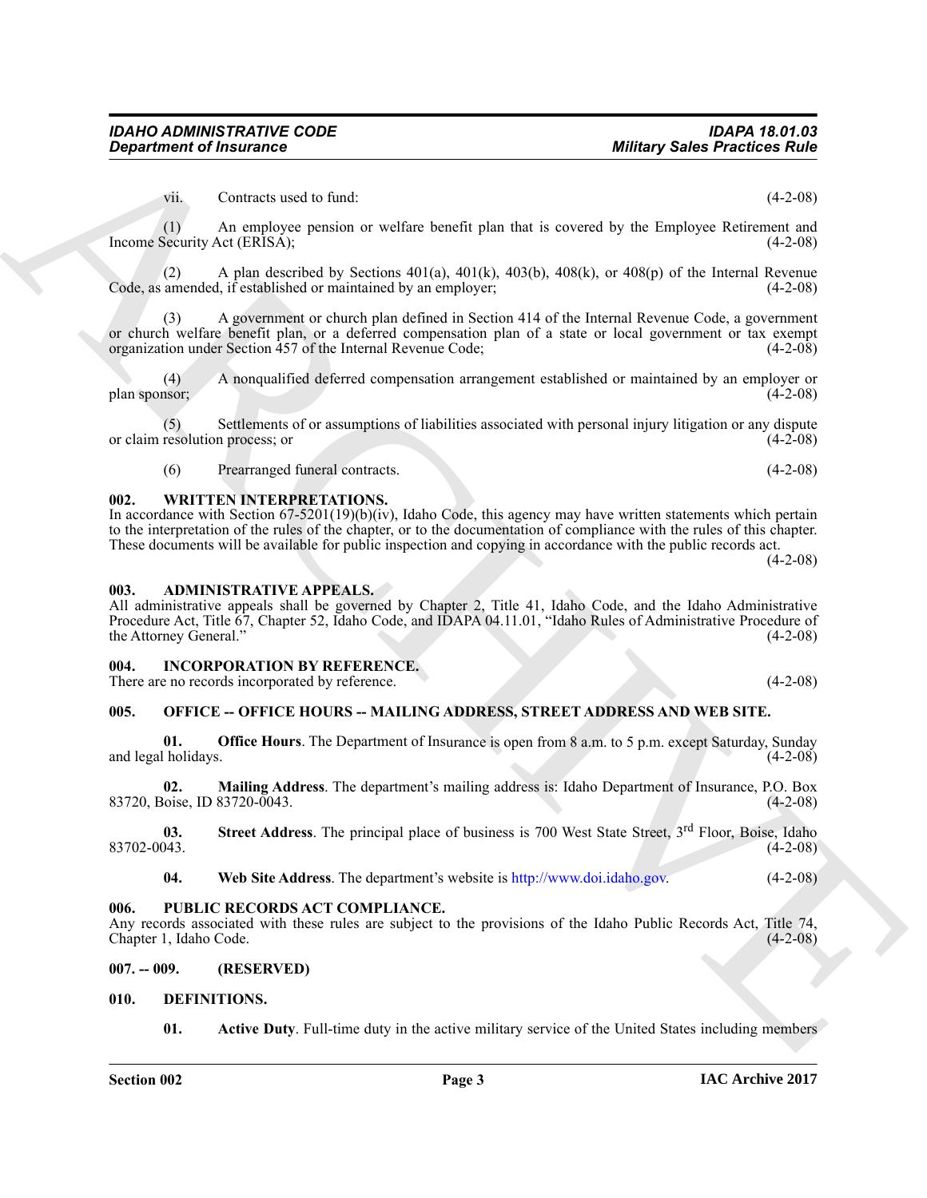vii. Contracts used to fund: (4-2-08)

(1) An employee pension or welfare benefit plan that is covered by the Employee Retirement and Income Security Act (ERISA); (4-2-08)

(2) A plan described by Sections 401(a), 401(k), 403(b), 408(k), or 408(p) of the Internal Revenue Code, as amended, if established or maintained by an employer; (4-2-08)

(3) A government or church plan defined in Section 414 of the Internal Revenue Code, a government or church welfare benefit plan, or a deferred compensation plan of a state or local government or tax exempt organization under Section 457 of the Internal Revenue Code; (4-2-08)

(4) A nonqualified deferred compensation arrangement established or maintained by an employer or plan sponsor; (4-2-08)

(5) Settlements of or assumptions of liabilities associated with personal injury litigation or any dispute or claim resolution process; or (4-2-08)

(6) Prearranged funeral contracts. (4-2-08)

### 002. WRITTEN INTERPRETATIONS.

In accordance with Section 67-5201(19)(b)(iv), Idaho Code, this agency may have written statements which pertain to the interpretation of the rules of the chapter, or to the documentation of compliance with the rules of this chapter. These documents will be available for public inspection and copying in accordance with the public records act. (4-2-08)

### 003. ADMINISTRATIVE APPEALS.

All administrative appeals shall be governed by Chapter 2, Title 41, Idaho Code, and the Idaho Administrative Procedure Act, Title 67, Chapter 52, Idaho Code, and IDAPA 04.11.01, "Idaho Rules of Administrative Procedure of the Attorney General." (4-2-08)

### 004. INCORPORATION BY REFERENCE.

There are no records incorporated by reference. (4-2-08)

### 005. OFFICE -- OFFICE HOURS -- MAILING ADDRESS, STREET ADDRESS AND WEB SITE.

**01. Office Hours**. The Department of Insurance is open from 8 a.m. to 5 p.m. except Saturday, Sunday and legal holidays. (4-2-08)

**02. Mailing Address**. The department's mailing address is: Idaho Department of Insurance, P.O. Box 83720, Boise, ID 83720-0043. (4-2-08)

**03. Street Address**. The principal place of business is 700 West State Street, 3rd Floor, Boise, Idaho 83702-0043. (4-2-08)

**04. Web Site Address**. The department's website is http://www.doi.idaho.gov. (4-2-08)

### 006. PUBLIC RECORDS ACT COMPLIANCE.

Any records associated with these rules are subject to the provisions of the Idaho Public Records Act, Title 74, Chapter 1, Idaho Code. (4-2-08)

### 007. -- 009. (RESERVED)

### 010. DEFINITIONS.

**01. Active Duty**. Full-time duty in the active military service of the United States including members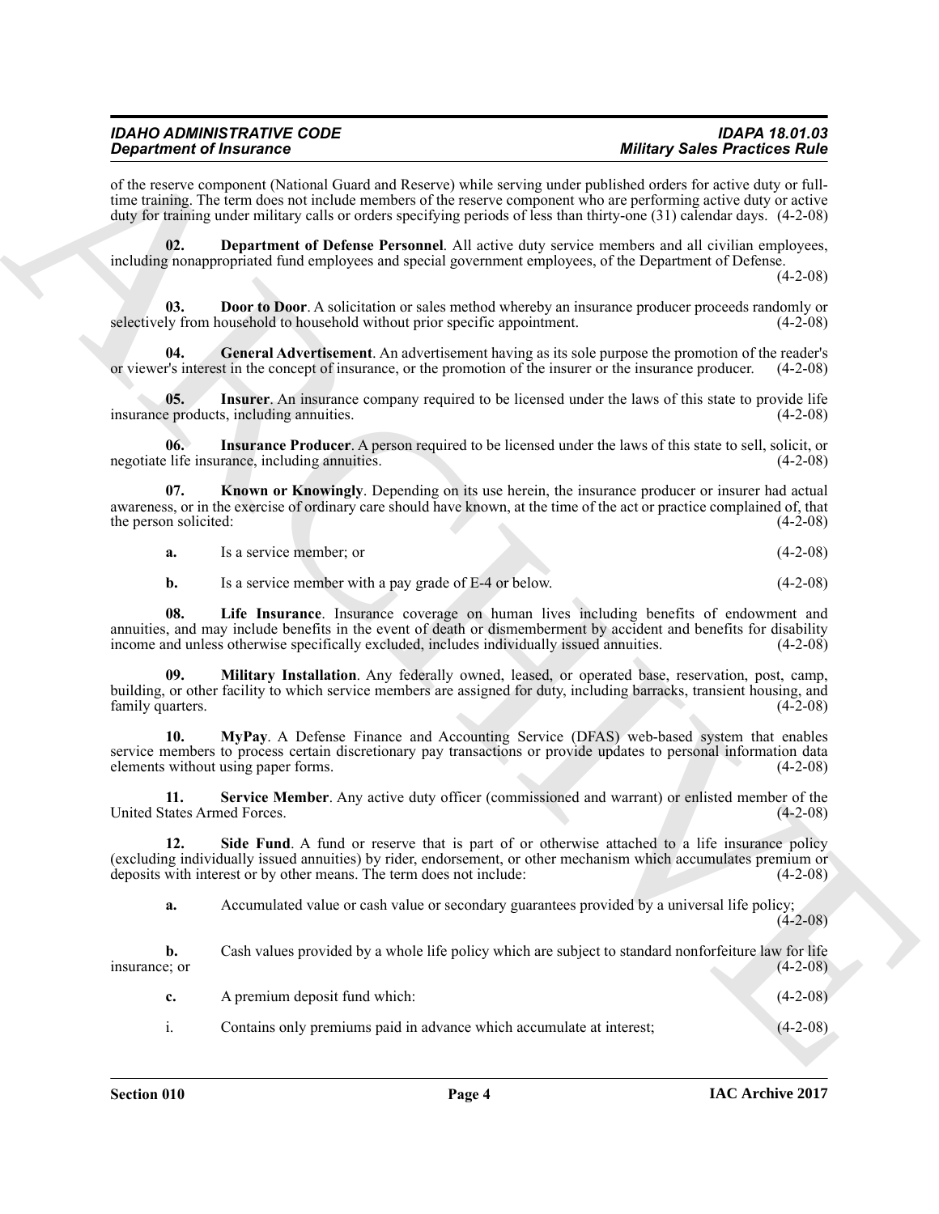of the reserve component (National Guard and Reserve) while serving under published orders for active duty or full-time training. The term does not include members of the reserve component who are performing active duty or active duty for training under military calls or orders specifying periods of less than thirty-one (31) calendar days. (4-2-08)

**02. Department of Defense Personnel**. All active duty service members and all civilian employees, including nonappropriated fund employees and special government employees, of the Department of Defense. (4-2-08)

**03. Door to Door**. A solicitation or sales method whereby an insurance producer proceeds randomly or selectively from household to household without prior specific appointment. (4-2-08)

**04. General Advertisement**. An advertisement having as its sole purpose the promotion of the reader's or viewer's interest in the concept of insurance, or the promotion of the insurer or the insurance producer. (4-2-08)

**05. Insurer**. An insurance company required to be licensed under the laws of this state to provide life insurance products, including annuities. (4-2-08)

**06. Insurance Producer**. A person required to be licensed under the laws of this state to sell, solicit, or negotiate life insurance, including annuities. (4-2-08)

**07. Known or Knowingly**. Depending on its use herein, the insurance producer or insurer had actual awareness, or in the exercise of ordinary care should have known, at the time of the act or practice complained of, that the person solicited: (4-2-08)

**a.** Is a service member; or (4-2-08)

**b.** Is a service member with a pay grade of E-4 or below. (4-2-08)

**08. Life Insurance**. Insurance coverage on human lives including benefits of endowment and annuities, and may include benefits in the event of death or dismemberment by accident and benefits for disability income and unless otherwise specifically excluded, includes individually issued annuities. (4-2-08)

**09. Military Installation**. Any federally owned, leased, or operated base, reservation, post, camp, building, or other facility to which service members are assigned for duty, including barracks, transient housing, and family quarters. (4-2-08)

**10. MyPay**. A Defense Finance and Accounting Service (DFAS) web-based system that enables service members to process certain discretionary pay transactions or provide updates to personal information data elements without using paper forms. (4-2-08)

**11. Service Member**. Any active duty officer (commissioned and warrant) or enlisted member of the United States Armed Forces. (4-2-08)

**12. Side Fund**. A fund or reserve that is part of or otherwise attached to a life insurance policy (excluding individually issued annuities) by rider, endorsement, or other mechanism which accumulates premium or deposits with interest or by other means. The term does not include: (4-2-08)

**a.** Accumulated value or cash value or secondary guarantees provided by a universal life policy; (4-2-08)

**b.** Cash values provided by a whole life policy which are subject to standard nonforfeiture law for life insurance; or (4-2-08)

**c.** A premium deposit fund which: (4-2-08)

i. Contains only premiums paid in advance which accumulate at interest; (4-2-08)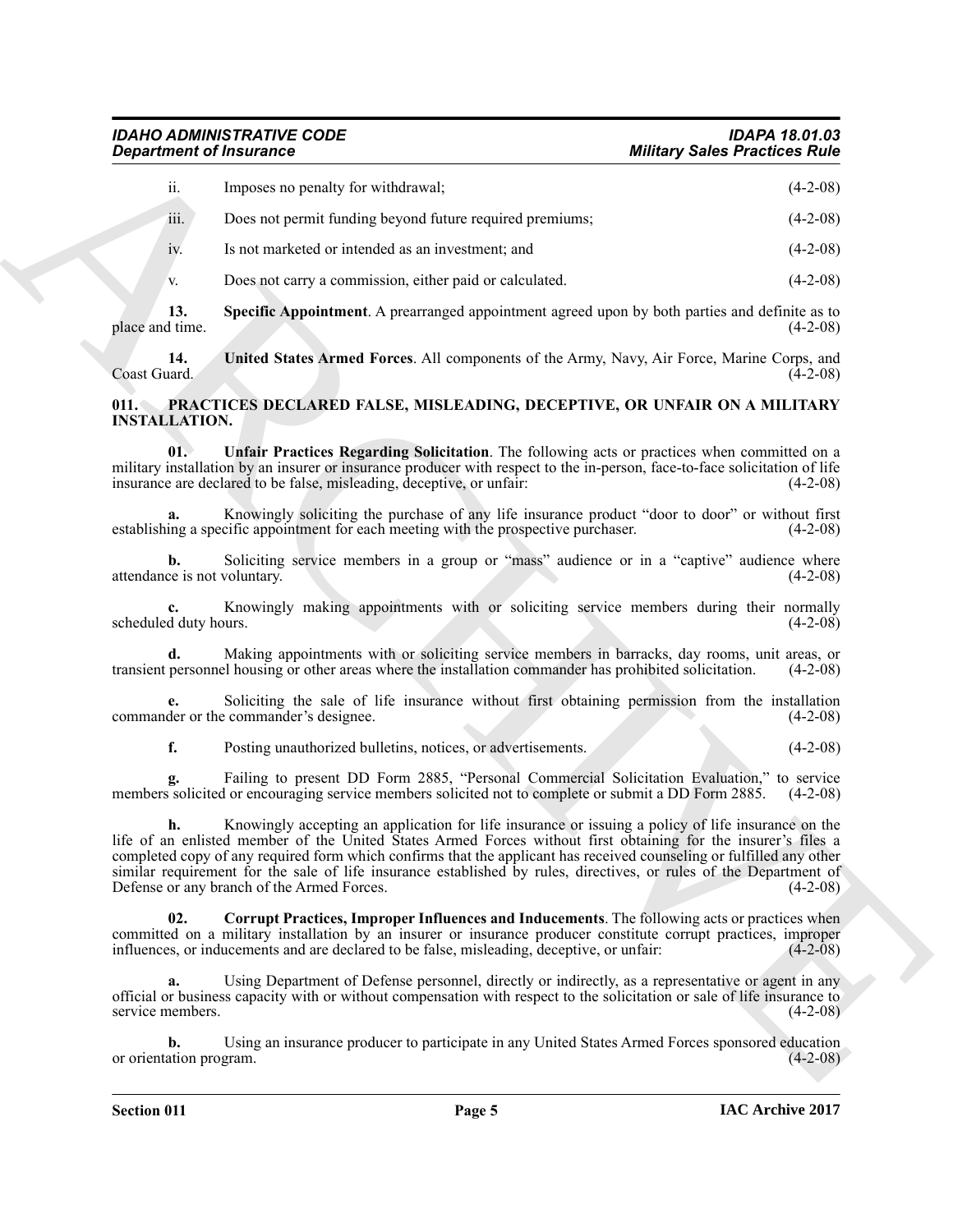ii. Imposes no penalty for withdrawal; (4-2-08)

iii. Does not permit funding beyond future required premiums; (4-2-08)

iv. Is not marketed or intended as an investment; and (4-2-08)

v. Does not carry a commission, either paid or calculated. (4-2-08)

**13. Specific Appointment**. A prearranged appointment agreed upon by both parties and definite as to place and time. (4-2-08)

**14. United States Armed Forces**. All components of the Army, Navy, Air Force, Marine Corps, and Coast Guard. (4-2-08)

## 011. PRACTICES DECLARED FALSE, MISLEADING, DECEPTIVE, OR UNFAIR ON A MILITARY INSTALLATION.

**01. Unfair Practices Regarding Solicitation**. The following acts or practices when committed on a military installation by an insurer or insurance producer with respect to the in-person, face-to-face solicitation of life insurance are declared to be false, misleading, deceptive, or unfair: (4-2-08)

**a.** Knowingly soliciting the purchase of any life insurance product "door to door" or without first establishing a specific appointment for each meeting with the prospective purchaser. (4-2-08)

**b.** Soliciting service members in a group or "mass" audience or in a "captive" audience where attendance is not voluntary. (4-2-08)

**c.** Knowingly making appointments with or soliciting service members during their normally scheduled duty hours. (4-2-08)

**d.** Making appointments with or soliciting service members in barracks, day rooms, unit areas, or transient personnel housing or other areas where the installation commander has prohibited solicitation. (4-2-08)

**e.** Soliciting the sale of life insurance without first obtaining permission from the installation commander or the commander's designee. (4-2-08)

**f.** Posting unauthorized bulletins, notices, or advertisements. (4-2-08)

**g.** Failing to present DD Form 2885, "Personal Commercial Solicitation Evaluation," to service members solicited or encouraging service members solicited not to complete or submit a DD Form 2885. (4-2-08)

**h.** Knowingly accepting an application for life insurance or issuing a policy of life insurance on the life of an enlisted member of the United States Armed Forces without first obtaining for the insurer's files a completed copy of any required form which confirms that the applicant has received counseling or fulfilled any other similar requirement for the sale of life insurance established by rules, directives, or rules of the Department of Defense or any branch of the Armed Forces. (4-2-08)

**02. Corrupt Practices, Improper Influences and Inducements**. The following acts or practices when committed on a military installation by an insurer or insurance producer constitute corrupt practices, improper influences, or inducements and are declared to be false, misleading, deceptive, or unfair: (4-2-08)

**a.** Using Department of Defense personnel, directly or indirectly, as a representative or agent in any official or business capacity with or without compensation with respect to the solicitation or sale of life insurance to service members. (4-2-08)

**b.** Using an insurance producer to participate in any United States Armed Forces sponsored education or orientation program. (4-2-08)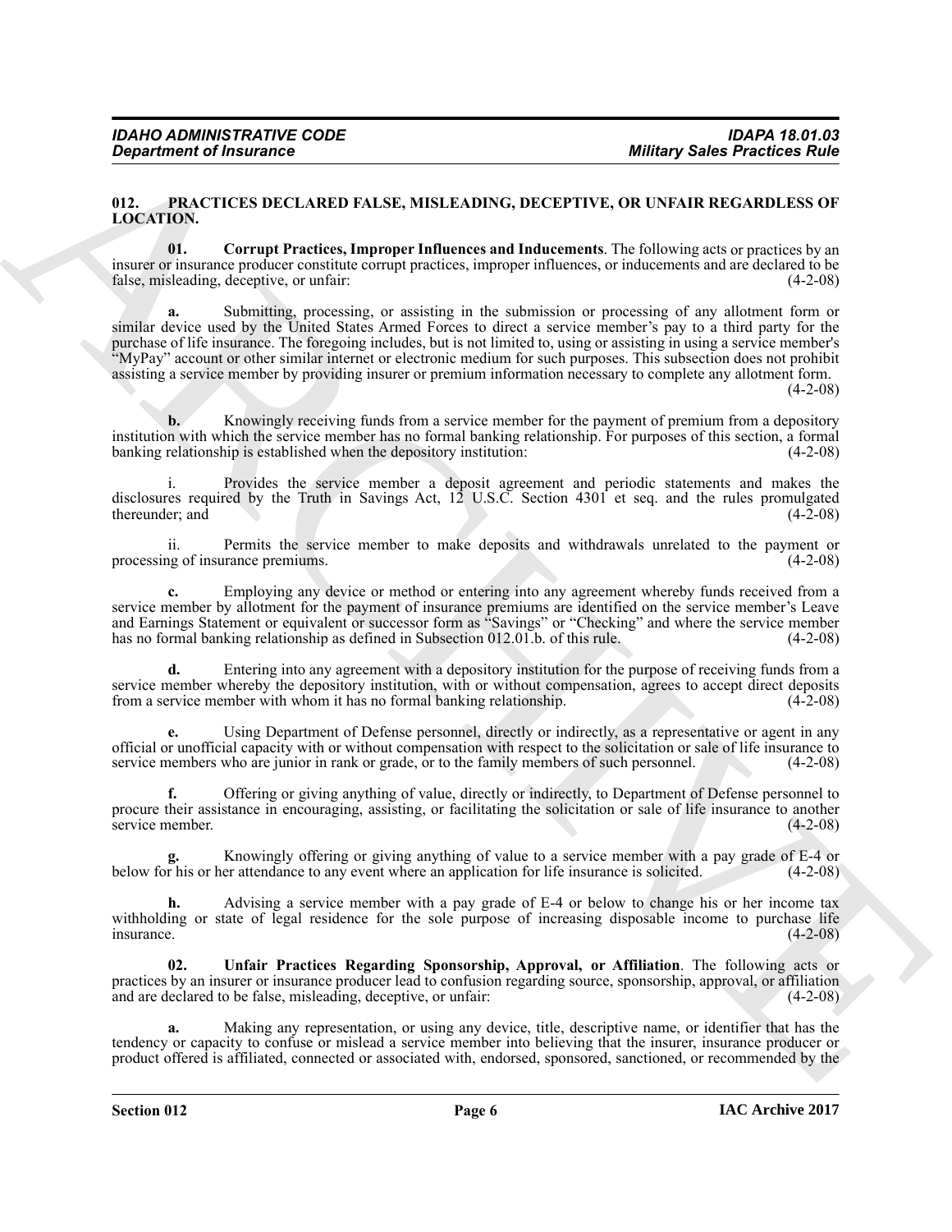**012. PRACTICES DECLARED FALSE, MISLEADING, DECEPTIVE, OR UNFAIR REGARDLESS OF LOCATION.**

**01. Corrupt Practices, Improper Influences and Inducements**. The following acts or practices by an insurer or insurance producer constitute corrupt practices, improper influences, or inducements and are declared to be false, misleading, deceptive, or unfair: (4-2-08)

**a.** Submitting, processing, or assisting in the submission or processing of any allotment form or similar device used by the United States Armed Forces to direct a service member's pay to a third party for the purchase of life insurance. The foregoing includes, but is not limited to, using or assisting in using a service member's "MyPay" account or other similar internet or electronic medium for such purposes. This subsection does not prohibit assisting a service member by providing insurer or premium information necessary to complete any allotment form. (4-2-08)

**b.** Knowingly receiving funds from a service member for the payment of premium from a depository institution with which the service member has no formal banking relationship. For purposes of this section, a formal banking relationship is established when the depository institution: (4-2-08)

i. Provides the service member a deposit agreement and periodic statements and makes the disclosures required by the Truth in Savings Act, 12 U.S.C. Section 4301 et seq. and the rules promulgated thereunder; and (4-2-08)

ii. Permits the service member to make deposits and withdrawals unrelated to the payment or processing of insurance premiums. (4-2-08)

**c.** Employing any device or method or entering into any agreement whereby funds received from a service member by allotment for the payment of insurance premiums are identified on the service member's Leave and Earnings Statement or equivalent or successor form as "Savings" or "Checking" and where the service member has no formal banking relationship as defined in Subsection 012.01.b. of this rule. (4-2-08)

**d.** Entering into any agreement with a depository institution for the purpose of receiving funds from a service member whereby the depository institution, with or without compensation, agrees to accept direct deposits from a service member with whom it has no formal banking relationship. (4-2-08)

**e.** Using Department of Defense personnel, directly or indirectly, as a representative or agent in any official or unofficial capacity with or without compensation with respect to the solicitation or sale of life insurance to service members who are junior in rank or grade, or to the family members of such personnel. (4-2-08)

**f.** Offering or giving anything of value, directly or indirectly, to Department of Defense personnel to procure their assistance in encouraging, assisting, or facilitating the solicitation or sale of life insurance to another service member. (4-2-08)

**g.** Knowingly offering or giving anything of value to a service member with a pay grade of E-4 or below for his or her attendance to any event where an application for life insurance is solicited. (4-2-08)

**h.** Advising a service member with a pay grade of E-4 or below to change his or her income tax withholding or state of legal residence for the sole purpose of increasing disposable income to purchase life insurance. (4-2-08)

**02. Unfair Practices Regarding Sponsorship, Approval, or Affiliation**. The following acts or practices by an insurer or insurance producer lead to confusion regarding source, sponsorship, approval, or affiliation and are declared to be false, misleading, deceptive, or unfair: (4-2-08)

**a.** Making any representation, or using any device, title, descriptive name, or identifier that has the tendency or capacity to confuse or mislead a service member into believing that the insurer, insurance producer or product offered is affiliated, connected or associated with, endorsed, sponsored, sanctioned, or recommended by the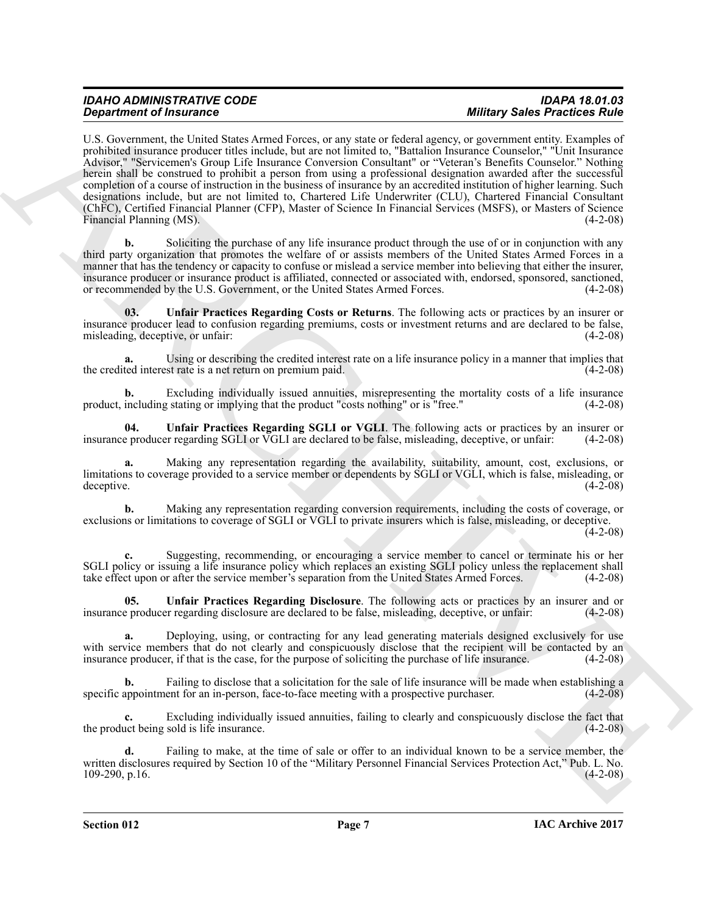U.S. Government, the United States Armed Forces, or any state or federal agency, or government entity. Examples of prohibited insurance producer titles include, but are not limited to, "Battalion Insurance Counselor," "Unit Insurance Advisor," "Servicemen's Group Life Insurance Conversion Consultant" or "Veteran's Benefits Counselor." Nothing herein shall be construed to prohibit a person from using a professional designation awarded after the successful completion of a course of instruction in the business of insurance by an accredited institution of higher learning. Such designations include, but are not limited to, Chartered Life Underwriter (CLU), Chartered Financial Consultant (ChFC), Certified Financial Planner (CFP), Master of Science In Financial Services (MSFS), or Masters of Science Financial Planning (MS). (4-2-08)

**b.** Soliciting the purchase of any life insurance product through the use of or in conjunction with any third party organization that promotes the welfare of or assists members of the United States Armed Forces in a manner that has the tendency or capacity to confuse or mislead a service member into believing that either the insurer, insurance producer or insurance product is affiliated, connected or associated with, endorsed, sponsored, sanctioned, or recommended by the U.S. Government, or the United States Armed Forces. (4-2-08)

**03. Unfair Practices Regarding Costs or Returns**. The following acts or practices by an insurer or insurance producer lead to confusion regarding premiums, costs or investment returns and are declared to be false, misleading, deceptive, or unfair: (4-2-08)

**a.** Using or describing the credited interest rate on a life insurance policy in a manner that implies that the credited interest rate is a net return on premium paid. (4-2-08)

**b.** Excluding individually issued annuities, misrepresenting the mortality costs of a life insurance product, including stating or implying that the product "costs nothing" or is "free." (4-2-08)

**04. Unfair Practices Regarding SGLI or VGLI**. The following acts or practices by an insurer or insurance producer regarding SGLI or VGLI are declared to be false, misleading, deceptive, or unfair: (4-2-08)

**a.** Making any representation regarding the availability, suitability, amount, cost, exclusions, or limitations to coverage provided to a service member or dependents by SGLI or VGLI, which is false, misleading, or deceptive. (4-2-08)

**b.** Making any representation regarding conversion requirements, including the costs of coverage, or exclusions or limitations to coverage of SGLI or VGLI to private insurers which is false, misleading, or deceptive. (4-2-08)

**c.** Suggesting, recommending, or encouraging a service member to cancel or terminate his or her SGLI policy or issuing a life insurance policy which replaces an existing SGLI policy unless the replacement shall take effect upon or after the service member's separation from the United States Armed Forces. (4-2-08)

**05. Unfair Practices Regarding Disclosure**. The following acts or practices by an insurer and or insurance producer regarding disclosure are declared to be false, misleading, deceptive, or unfair: (4-2-08)

**a.** Deploying, using, or contracting for any lead generating materials designed exclusively for use with service members that do not clearly and conspicuously disclose that the recipient will be contacted by an insurance producer, if that is the case, for the purpose of soliciting the purchase of life insurance. (4-2-08)

**b.** Failing to disclose that a solicitation for the sale of life insurance will be made when establishing a specific appointment for an in-person, face-to-face meeting with a prospective purchaser. (4-2-08)

**c.** Excluding individually issued annuities, failing to clearly and conspicuously disclose the fact that the product being sold is life insurance. (4-2-08)

**d.** Failing to make, at the time of sale or offer to an individual known to be a service member, the written disclosures required by Section 10 of the "Military Personnel Financial Services Protection Act," Pub. L. No. 109-290, p.16. (4-2-08)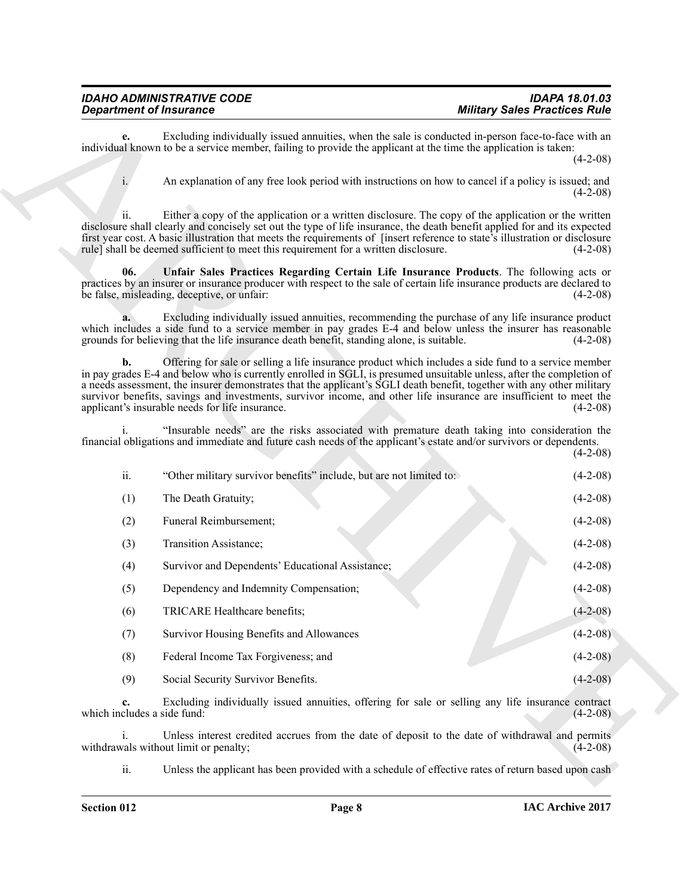**e.** Excluding individually issued annuities, when the sale is conducted in-person face-to-face with an individual known to be a service member, failing to provide the applicant at the time the application is taken: (4-2-08)

i. An explanation of any free look period with instructions on how to cancel if a policy is issued; and (4-2-08)

ii. Either a copy of the application or a written disclosure. The copy of the application or the written disclosure shall clearly and concisely set out the type of life insurance, the death benefit applied for and its expected first year cost. A basic illustration that meets the requirements of [insert reference to state's illustration or disclosure rule] shall be deemed sufficient to meet this requirement for a written disclosure. (4-2-08)

**06. Unfair Sales Practices Regarding Certain Life Insurance Products**. The following acts or practices by an insurer or insurance producer with respect to the sale of certain life insurance products are declared to be false, misleading, deceptive, or unfair: (4-2-08)

**a.** Excluding individually issued annuities, recommending the purchase of any life insurance product which includes a side fund to a service member in pay grades E-4 and below unless the insurer has reasonable grounds for believing that the life insurance death benefit, standing alone, is suitable. (4-2-08)

**b.** Offering for sale or selling a life insurance product which includes a side fund to a service member in pay grades E-4 and below who is currently enrolled in SGLI, is presumed unsuitable unless, after the completion of a needs assessment, the insurer demonstrates that the applicant's SGLI death benefit, together with any other military survivor benefits, savings and investments, survivor income, and other life insurance are insufficient to meet the applicant's insurable needs for life insurance. (4-2-08)

i. "Insurable needs" are the risks associated with premature death taking into consideration the financial obligations and immediate and future cash needs of the applicant's estate and/or survivors or dependents. (4-2-08)

ii. "Other military survivor benefits" include, but are not limited to: (4-2-08)

(1) The Death Gratuity; (4-2-08)

(2) Funeral Reimbursement; (4-2-08)

(3) Transition Assistance; (4-2-08)

(4) Survivor and Dependents' Educational Assistance; (4-2-08)

(5) Dependency and Indemnity Compensation; (4-2-08)

(6) TRICARE Healthcare benefits; (4-2-08)

(7) Survivor Housing Benefits and Allowances (4-2-08)

(8) Federal Income Tax Forgiveness; and (4-2-08)

(9) Social Security Survivor Benefits. (4-2-08)

**c.** Excluding individually issued annuities, offering for sale or selling any life insurance contract which includes a side fund: (4-2-08)

i. Unless interest credited accrues from the date of deposit to the date of withdrawal and permits withdrawals without limit or penalty; (4-2-08)

ii. Unless the applicant has been provided with a schedule of effective rates of return based upon cash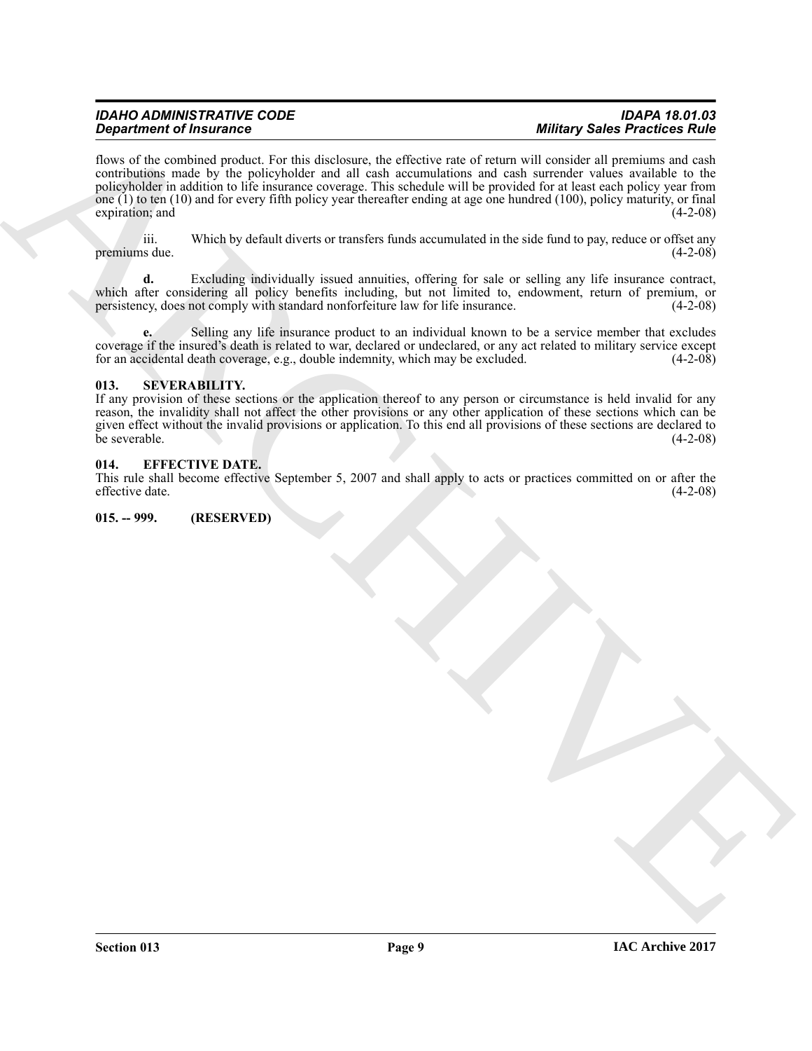flows of the combined product. For this disclosure, the effective rate of return will consider all premiums and cash contributions made by the policyholder and all cash accumulations and cash surrender values available to the policyholder in addition to life insurance coverage. This schedule will be provided for at least each policy year from one (1) to ten (10) and for every fifth policy year thereafter ending at age one hundred (100), policy maturity, or final expiration; and (4-2-08)

iii. Which by default diverts or transfers funds accumulated in the side fund to pay, reduce or offset any premiums due. (4-2-08)

**d.** Excluding individually issued annuities, offering for sale or selling any life insurance contract, which after considering all policy benefits including, but not limited to, endowment, return of premium, or persistency, does not comply with standard nonforfeiture law for life insurance. (4-2-08)

**e.** Selling any life insurance product to an individual known to be a service member that excludes coverage if the insured's death is related to war, declared or undeclared, or any act related to military service except for an accidental death coverage, e.g., double indemnity, which may be excluded. (4-2-08)

### 013. SEVERABILITY.

If any provision of these sections or the application thereof to any person or circumstance is held invalid for any reason, the invalidity shall not affect the other provisions or any other application of these sections which can be given effect without the invalid provisions or application. To this end all provisions of these sections are declared to be severable. (4-2-08)

### 014. EFFECTIVE DATE.

This rule shall become effective September 5, 2007 and shall apply to acts or practices committed on or after the effective date. (4-2-08)

### 015. -- 999. (RESERVED)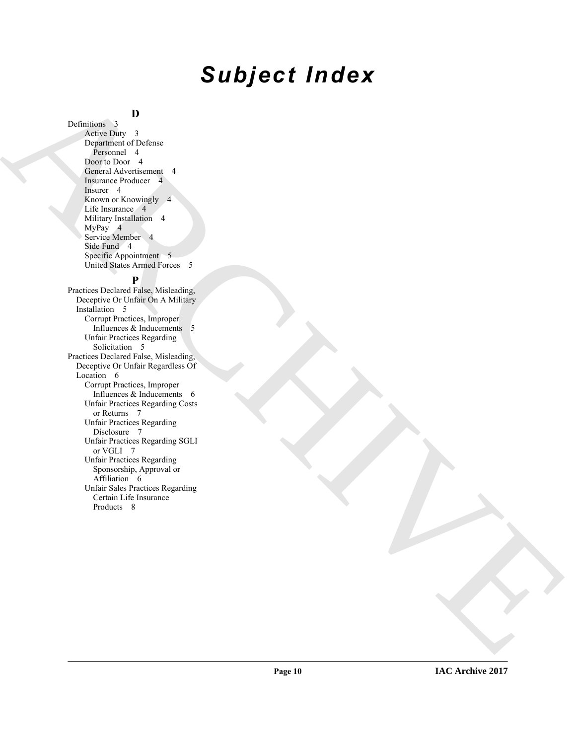# *Subject Index*

**D**

Definitions 3
- Active Duty 3
- Department of Defense Personnel 4
- Door to Door 4
- General Advertisement 4
- Insurance Producer 4
- Insurer 4
- Known or Knowingly 4
- Life Insurance 4
- Military Installation 4
- MyPay 4
- Service Member 4
- Side Fund 4
- Specific Appointment 5
- United States Armed Forces 5

**P**

Practices Declared False, Misleading, Deceptive Or Unfair On A Military Installation 5
- Corrupt Practices, Improper Influences & Inducements 5
- Unfair Practices Regarding Solicitation 5

Practices Declared False, Misleading, Deceptive Or Unfair Regardless Of Location 6
- Corrupt Practices, Improper Influences & Inducements 6
- Unfair Practices Regarding Costs or Returns 7
- Unfair Practices Regarding Disclosure 7
- Unfair Practices Regarding SGLI or VGLI 7
- Unfair Practices Regarding Sponsorship, Approval or Affiliation 6
- Unfair Sales Practices Regarding Certain Life Insurance Products 8